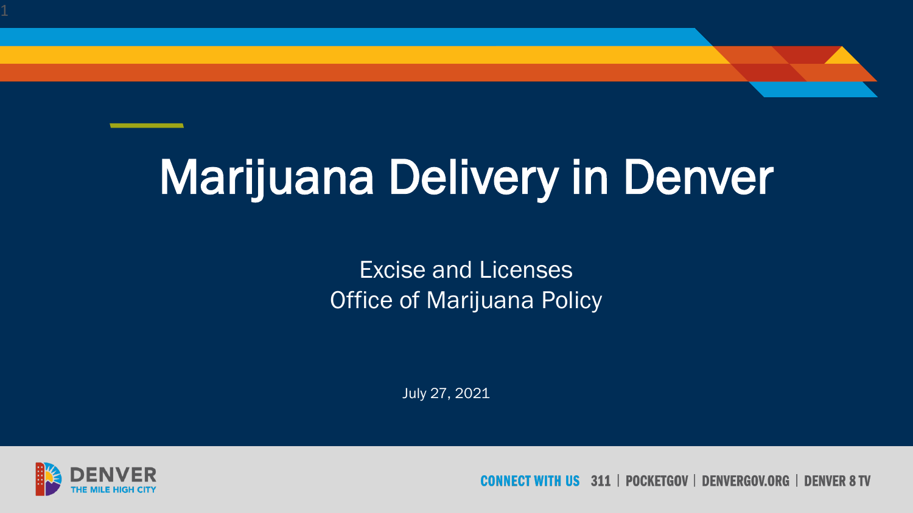# Marijuana Delivery in Denver

Excise and Licenses
Office of Marijuana Policy

July 27, 2021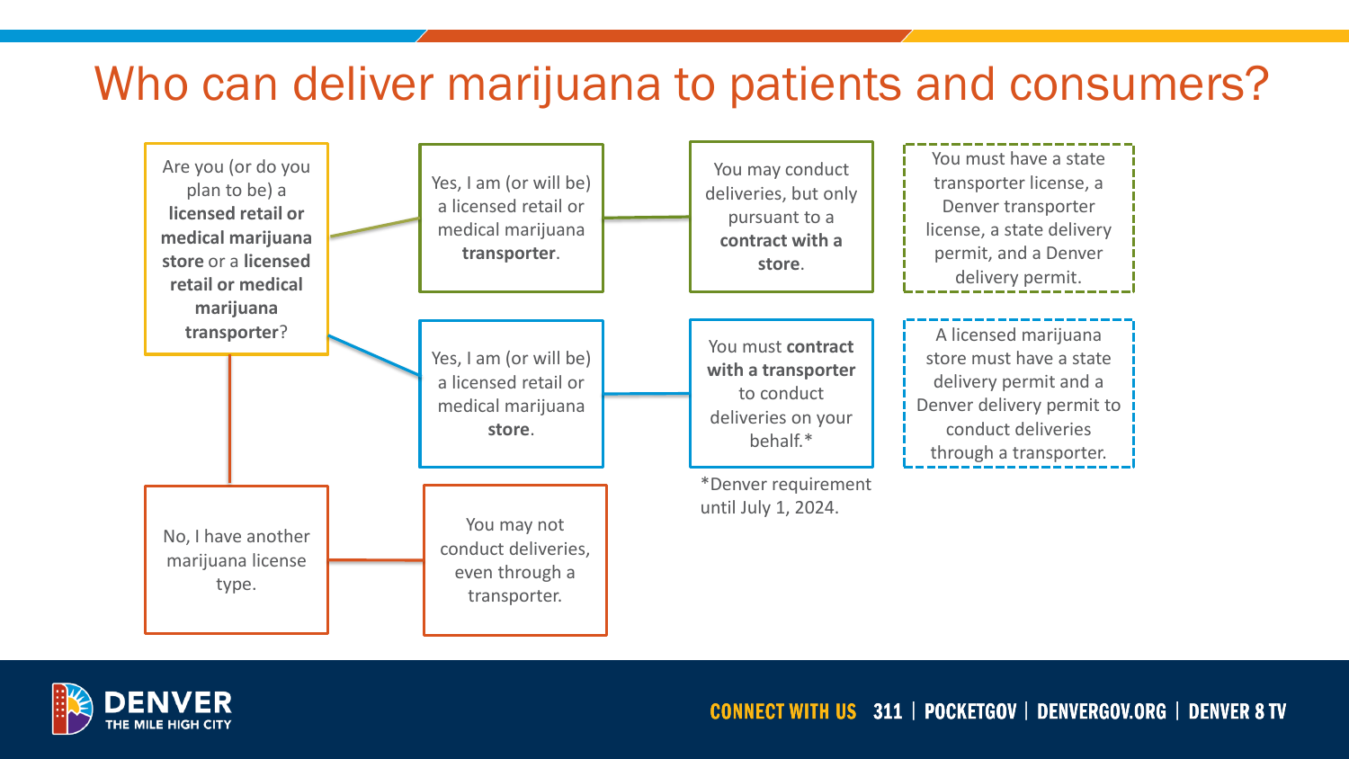# Who can deliver marijuana to patients and consumers?

Are you (or do you plan to be) a **licensed retail or medical marijuana store** or a **licensed retail or medical marijuana transporter**?

- Yes, I am (or will be) a licensed retail or medical marijuana **transporter**.
  - You may conduct deliveries, but only pursuant to a **contract with a store**.
  - You must have a state transporter license, a Denver transporter license, a state delivery permit, and a Denver delivery permit.
- Yes, I am (or will be) a licensed retail or medical marijuana **store**.
  - You must **contract with a transporter** to conduct deliveries on your behalf.*
  - A licensed marijuana store must have a state delivery permit and a Denver delivery permit to conduct deliveries through a transporter.
- No, I have another marijuana license type.
  - You may not conduct deliveries, even through a transporter.

*Denver requirement until July 1, 2024.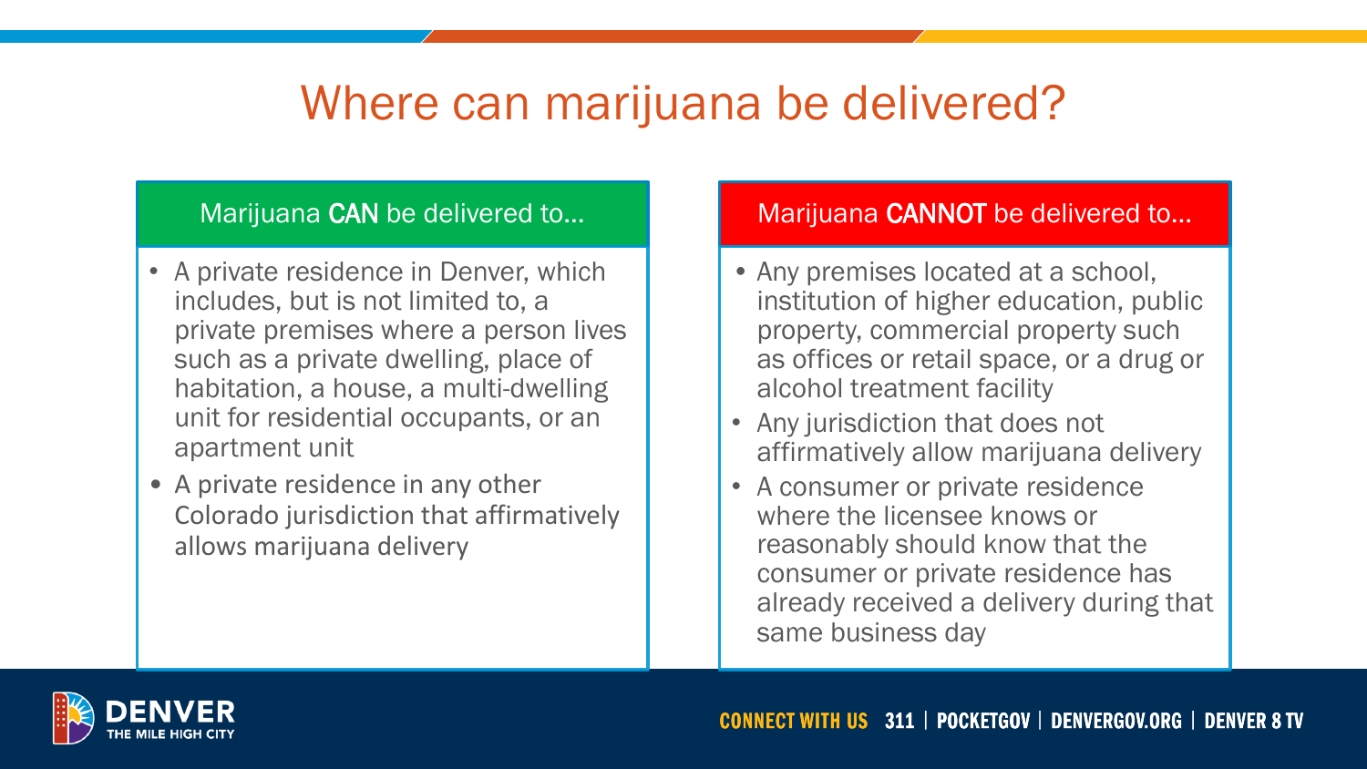# Where can marijuana be delivered?

## Marijuana CAN be delivered to...

- A private residence in Denver, which includes, but is not limited to, a private premises where a person lives such as a private dwelling, place of habitation, a house, a multi-dwelling unit for residential occupants, or an apartment unit
- A private residence in any other Colorado jurisdiction that affirmatively allows marijuana delivery

## Marijuana CANNOT be delivered to...

- Any premises located at a school, institution of higher education, public property, commercial property such as offices or retail space, or a drug or alcohol treatment facility
- Any jurisdiction that does not affirmatively allow marijuana delivery
- A consumer or private residence where the licensee knows or reasonably should know that the consumer or private residence has already received a delivery during that same business day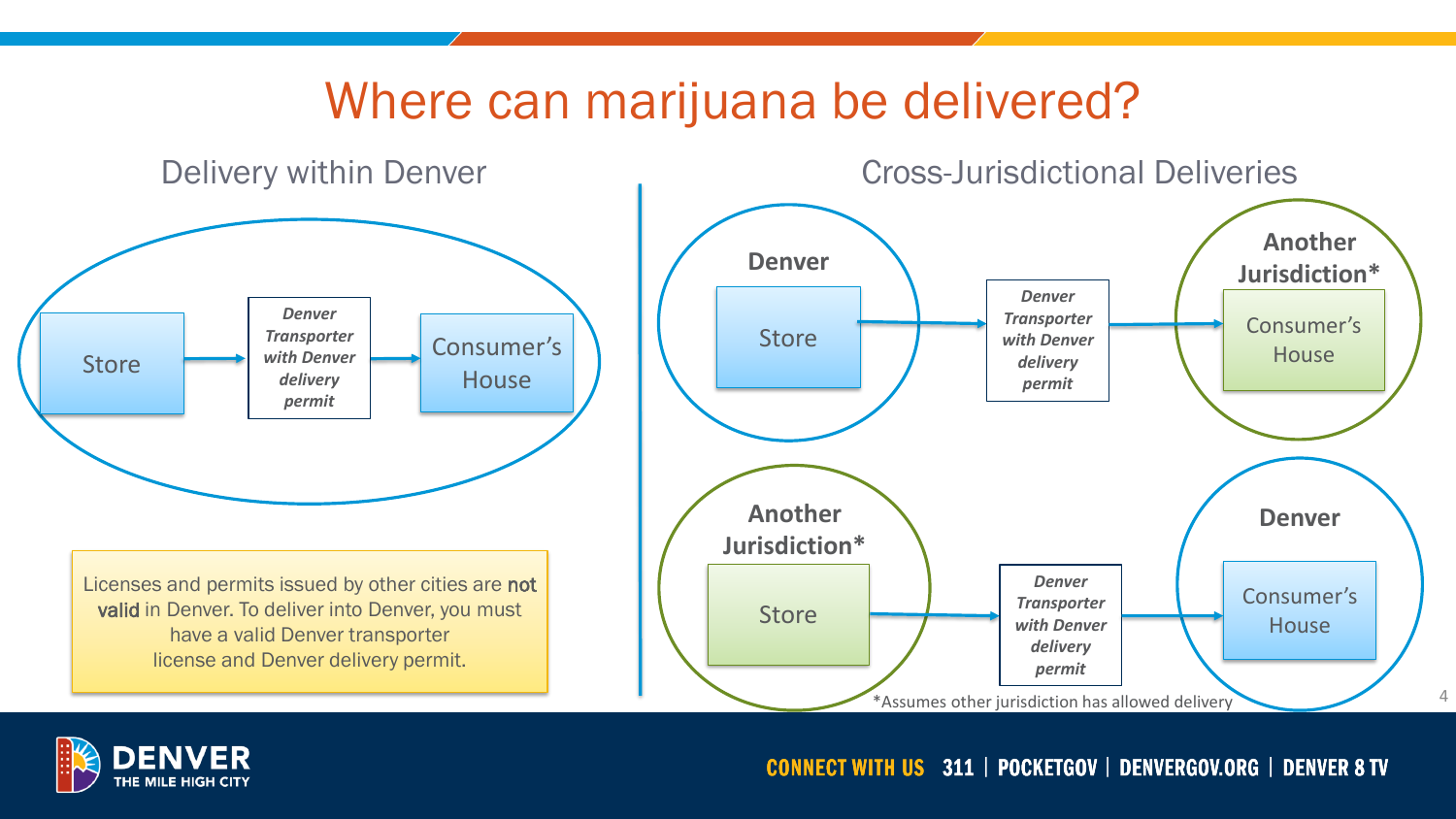# Where can marijuana be delivered?

## Delivery within Denver

Store → *Denver Transporter with Denver delivery permit* → Consumer's House

Licenses and permits issued by other cities are **not valid** in Denver. To deliver into Denver, you must have a valid Denver transporter license and Denver delivery permit.

## Cross-Jurisdictional Deliveries

**Denver**: Store → *Denver Transporter with Denver delivery permit* → **Another Jurisdiction***: Consumer's House

**Another Jurisdiction***: Store → *Denver Transporter with Denver delivery permit* → **Denver**: Consumer's House

*Assumes other jurisdiction has allowed delivery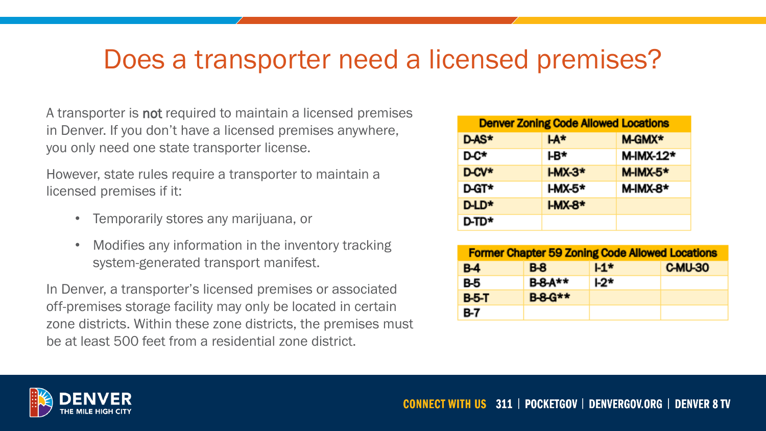# Does a transporter need a licensed premises?

A transporter is **not** required to maintain a licensed premises in Denver. If you don't have a licensed premises anywhere, you only need one state transporter license.

However, state rules require a transporter to maintain a licensed premises if it:

- Temporarily stores any marijuana, or
- Modifies any information in the inventory tracking system-generated transport manifest.

In Denver, a transporter's licensed premises or associated off-premises storage facility may only be located in certain zone districts. Within these zone districts, the premises must be at least 500 feet from a residential zone district.

| Denver Zoning Code Allowed Locations | | |
|---|---|---|
| D-AS* | I-A* | M-GMX* |
| D-C* | I-B* | M-IMX-12* |
| D-CV* | I-MX-3* | M-IMX-5* |
| D-GT* | I-MX-5* | M-IMX-8* |
| D-LD* | I-MX-8* | |
| D-TD* | | |

| Former Chapter 59 Zoning Code Allowed Locations | | | |
|---|---|---|---|
| B-4 | B-8 | I-1* | C-MU-30 |
| B-5 | B-8-A** | I-2* | |
| B-5-T | B-8-G** | | |
| B-7 | | | |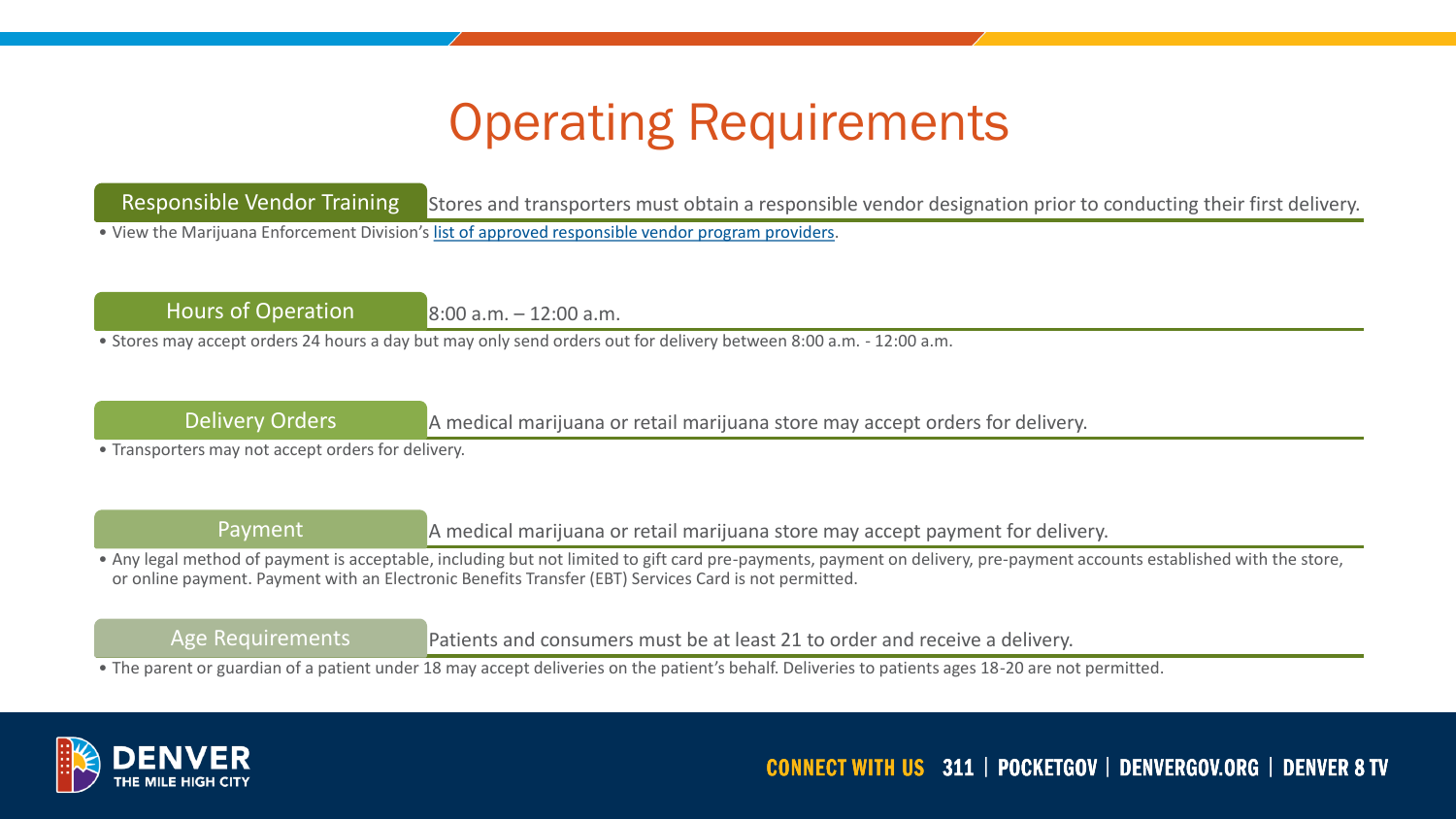# Operating Requirements

## Responsible Vendor Training

Stores and transporters must obtain a responsible vendor designation prior to conducting their first delivery.

- View the Marijuana Enforcement Division's [list of approved responsible vendor program providers](list of approved responsible vendor program providers).

## Hours of Operation

8:00 a.m. – 12:00 a.m.

- Stores may accept orders 24 hours a day but may only send orders out for delivery between 8:00 a.m. - 12:00 a.m.

## Delivery Orders

A medical marijuana or retail marijuana store may accept orders for delivery.

- Transporters may not accept orders for delivery.

## Payment

A medical marijuana or retail marijuana store may accept payment for delivery.

- Any legal method of payment is acceptable, including but not limited to gift card pre-payments, payment on delivery, pre-payment accounts established with the store, or online payment. Payment with an Electronic Benefits Transfer (EBT) Services Card is not permitted.

## Age Requirements

Patients and consumers must be at least 21 to order and receive a delivery.

- The parent or guardian of a patient under 18 may accept deliveries on the patient's behalf. Deliveries to patients ages 18-20 are not permitted.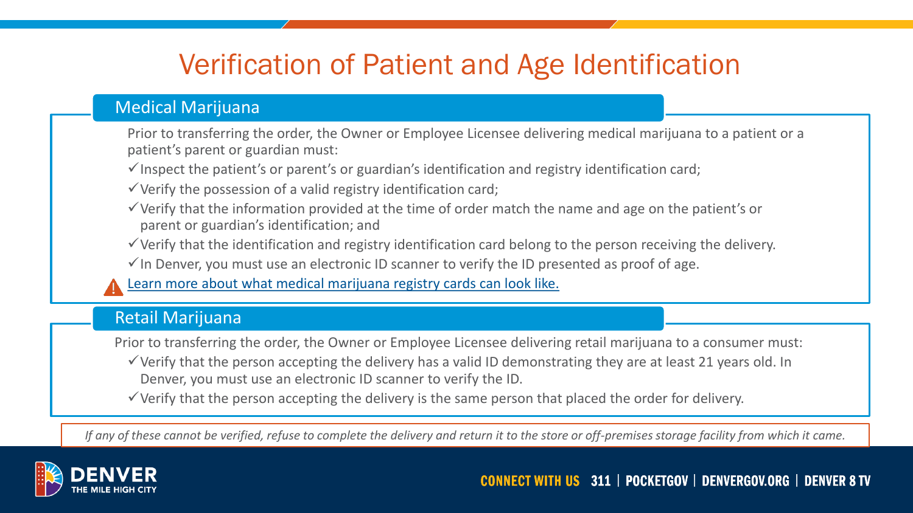# Verification of Patient and Age Identification

## Medical Marijuana

Prior to transferring the order, the Owner or Employee Licensee delivering medical marijuana to a patient or a patient's parent or guardian must:

- ✓ Inspect the patient's or parent's or guardian's identification and registry identification card;
- ✓ Verify the possession of a valid registry identification card;
- ✓ Verify that the information provided at the time of order match the name and age on the patient's or parent or guardian's identification; and
- ✓ Verify that the identification and registry identification card belong to the person receiving the delivery.
- ✓ In Denver, you must use an electronic ID scanner to verify the ID presented as proof of age.

⚠ Learn more about what medical marijuana registry cards can look like.

## Retail Marijuana

Prior to transferring the order, the Owner or Employee Licensee delivering retail marijuana to a consumer must:

- ✓ Verify that the person accepting the delivery has a valid ID demonstrating they are at least 21 years old. In Denver, you must use an electronic ID scanner to verify the ID.
- ✓ Verify that the person accepting the delivery is the same person that placed the order for delivery.

*If any of these cannot be verified, refuse to complete the delivery and return it to the store or off-premises storage facility from which it came.*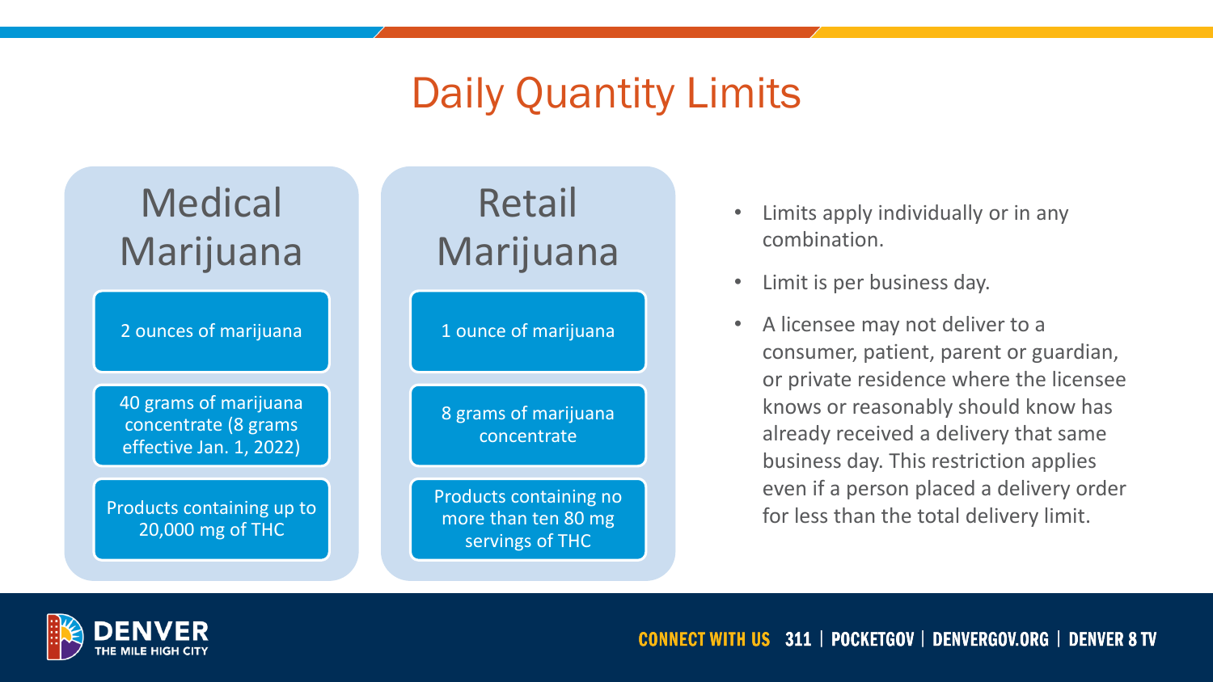# Daily Quantity Limits

## Medical Marijuana

- 2 ounces of marijuana
- 40 grams of marijuana concentrate (8 grams effective Jan. 1, 2022)
- Products containing up to 20,000 mg of THC

## Retail Marijuana

- 1 ounce of marijuana
- 8 grams of marijuana concentrate
- Products containing no more than ten 80 mg servings of THC

---

- Limits apply individually or in any combination.
- Limit is per business day.
- A licensee may not deliver to a consumer, patient, parent or guardian, or private residence where the licensee knows or reasonably should know has already received a delivery that same business day. This restriction applies even if a person placed a delivery order for less than the total delivery limit.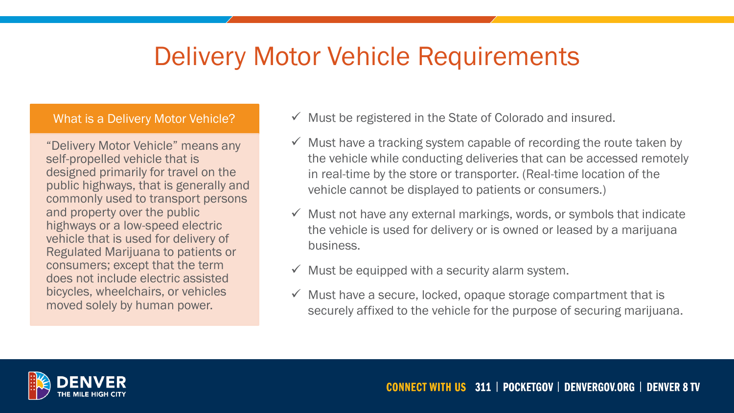# Delivery Motor Vehicle Requirements

**What is a Delivery Motor Vehicle?**

"Delivery Motor Vehicle" means any self-propelled vehicle that is designed primarily for travel on the public highways, that is generally and commonly used to transport persons and property over the public highways or a low-speed electric vehicle that is used for delivery of Regulated Marijuana to patients or consumers; except that the term does not include electric assisted bicycles, wheelchairs, or vehicles moved solely by human power.

- ✓ Must be registered in the State of Colorado and insured.
- ✓ Must have a tracking system capable of recording the route taken by the vehicle while conducting deliveries that can be accessed remotely in real-time by the store or transporter. (Real-time location of the vehicle cannot be displayed to patients or consumers.)
- ✓ Must not have any external markings, words, or symbols that indicate the vehicle is used for delivery or is owned or leased by a marijuana business.
- ✓ Must be equipped with a security alarm system.
- ✓ Must have a secure, locked, opaque storage compartment that is securely affixed to the vehicle for the purpose of securing marijuana.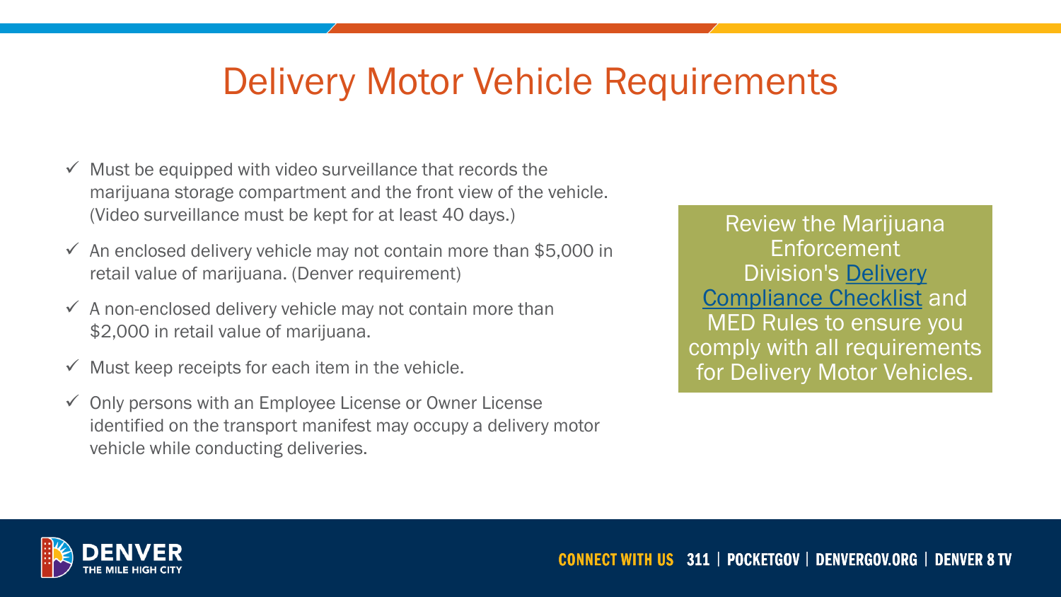# Delivery Motor Vehicle Requirements

- ✓ Must be equipped with video surveillance that records the marijuana storage compartment and the front view of the vehicle. (Video surveillance must be kept for at least 40 days.)
- ✓ An enclosed delivery vehicle may not contain more than $5,000 in retail value of marijuana. (Denver requirement)
- ✓ A non-enclosed delivery vehicle may not contain more than $2,000 in retail value of marijuana.
- ✓ Must keep receipts for each item in the vehicle.
- ✓ Only persons with an Employee License or Owner License identified on the transport manifest may occupy a delivery motor vehicle while conducting deliveries.

Review the Marijuana Enforcement Division's Delivery Compliance Checklist and MED Rules to ensure you comply with all requirements for Delivery Motor Vehicles.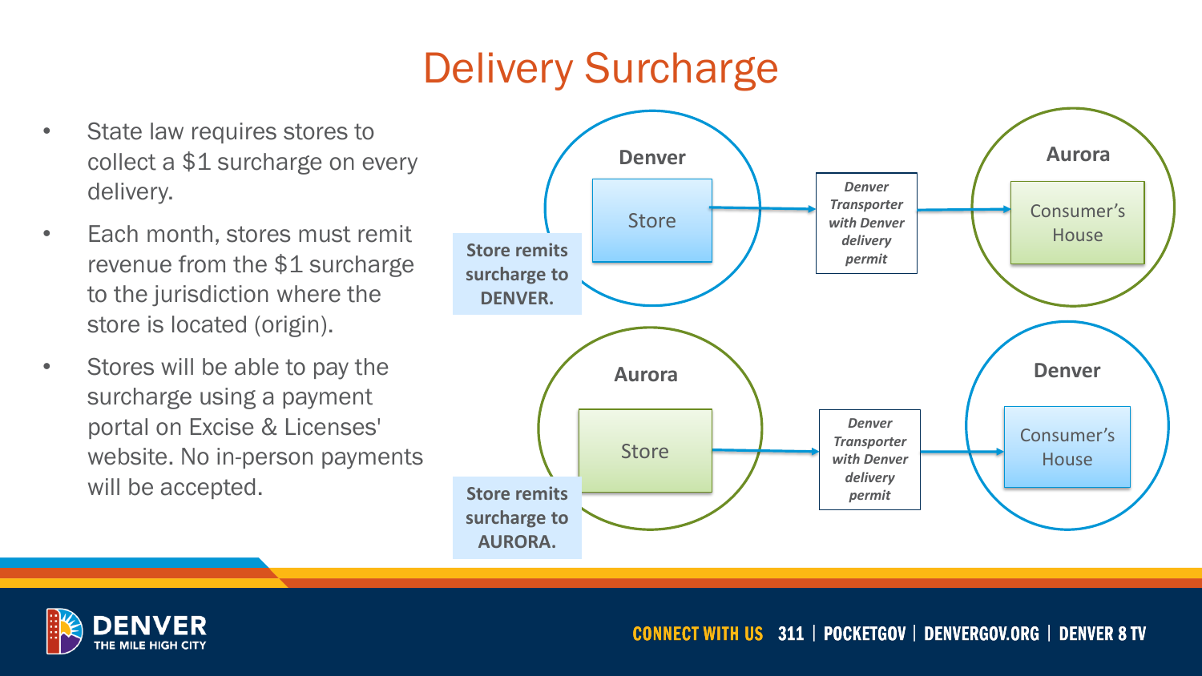# Delivery Surcharge

- State law requires stores to collect a $1 surcharge on every delivery.
- Each month, stores must remit revenue from the $1 surcharge to the jurisdiction where the store is located (origin).
- Stores will be able to pay the surcharge using a payment portal on Excise & Licenses' website. No in-person payments will be accepted.

**Denver**

Store → *Denver Transporter with Denver delivery permit* → **Aurora** Consumer's House

**Store remits surcharge to DENVER.**

**Aurora**

Store → *Denver Transporter with Denver delivery permit* → **Denver** Consumer's House

**Store remits surcharge to AURORA.**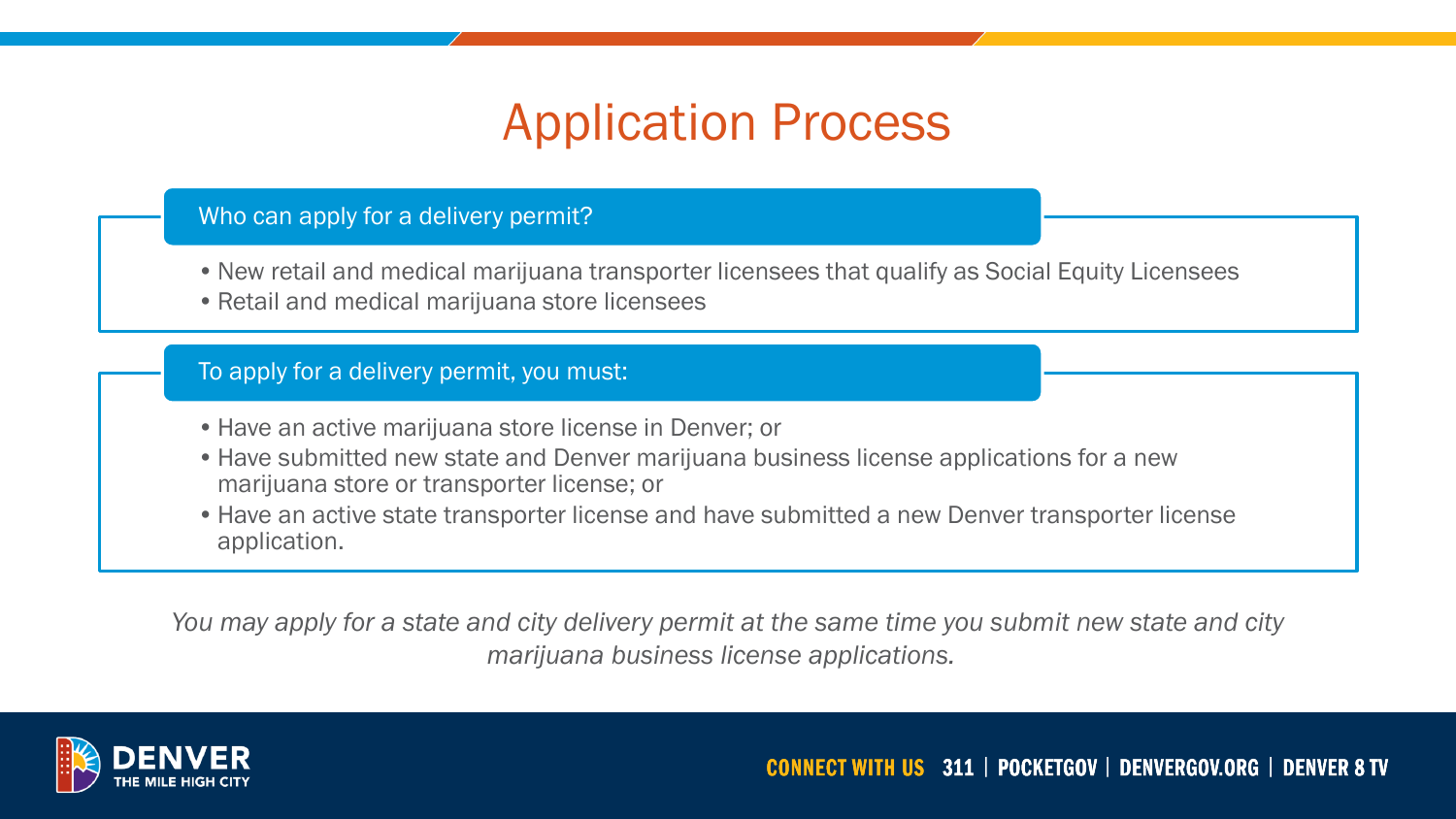# Application Process

### Who can apply for a delivery permit?

- New retail and medical marijuana transporter licensees that qualify as Social Equity Licensees
- Retail and medical marijuana store licensees

### To apply for a delivery permit, you must:

- Have an active marijuana store license in Denver; or
- Have submitted new state and Denver marijuana business license applications for a new marijuana store or transporter license; or
- Have an active state transporter license and have submitted a new Denver transporter license application.

*You may apply for a state and city delivery permit at the same time you submit new state and city marijuana business license applications.*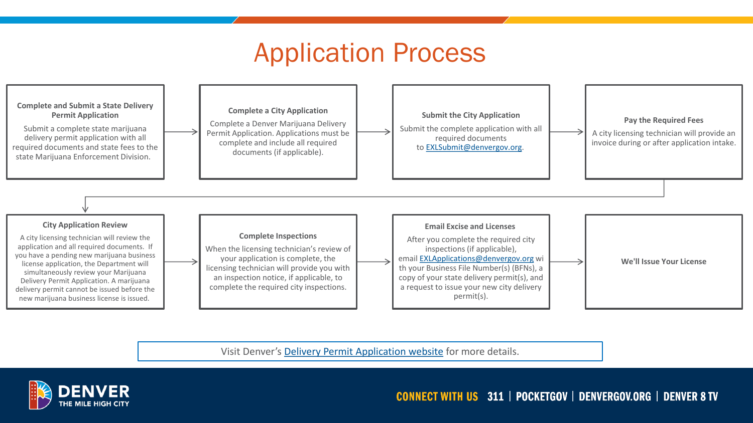# Application Process

1. **Complete and Submit a State Delivery Permit Application**

   Submit a complete state marijuana delivery permit application with all required documents and state fees to the state Marijuana Enforcement Division.

2. **Complete a City Application**

   Complete a Denver Marijuana Delivery Permit Application. Applications must be complete and include all required documents (if applicable).

3. **Submit the City Application**

   Submit the complete application with all required documents to EXLSubmit@denvergov.org.

4. **Pay the Required Fees**

   A city licensing technician will provide an invoice during or after application intake.

5. **City Application Review**

   A city licensing technician will review the application and all required documents. If you have a pending new marijuana business license application, the Department will simultaneously review your Marijuana Delivery Permit Application. A marijuana delivery permit cannot be issued before the new marijuana business license is issued.

6. **Complete Inspections**

   When the licensing technician's review of your application is complete, the licensing technician will provide you with an inspection notice, if applicable, to complete the required city inspections.

7. **Email Excise and Licenses**

   After you complete the required city inspections (if applicable), email EXLApplications@denvergov.org with your Business File Number(s) (BFNs), a copy of your state delivery permit(s), and a request to issue your new city delivery permit(s).

8. **We'll Issue Your License**

Visit Denver's Delivery Permit Application website for more details.

CONNECT WITH US 311 | POCKETGOV | DENVERGOV.ORG | DENVER 8 TV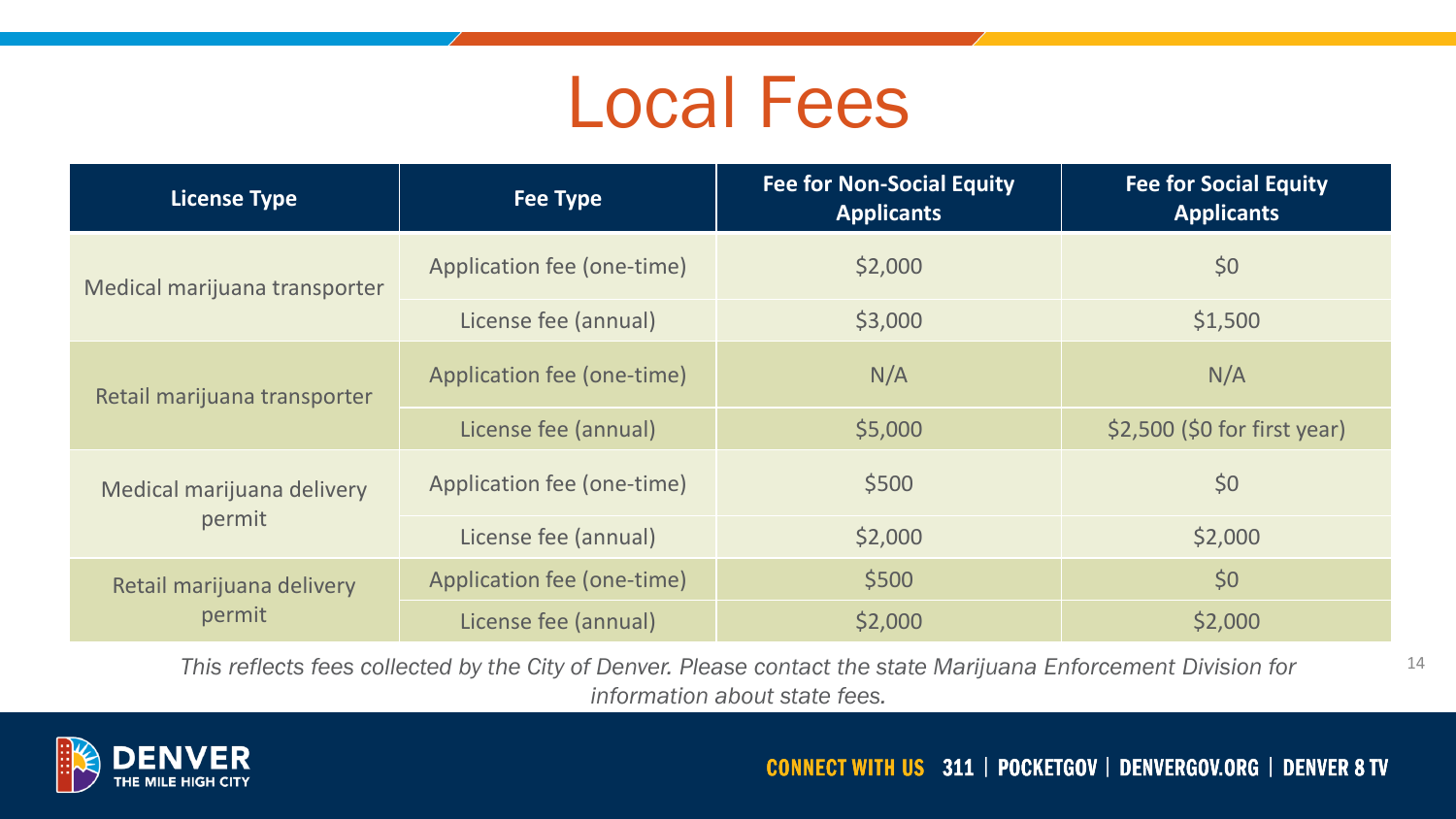# Local Fees

| License Type | Fee Type | Fee for Non-Social Equity Applicants | Fee for Social Equity Applicants |
| --- | --- | --- | --- |
| Medical marijuana transporter | Application fee (one-time) | $2,000 | $0 |
| | License fee (annual) | $3,000 | $1,500 |
| Retail marijuana transporter | Application fee (one-time) | N/A | N/A |
| | License fee (annual) | $5,000 | $2,500 ($0 for first year) |
| Medical marijuana delivery permit | Application fee (one-time) | $500 | $0 |
| | License fee (annual) | $2,000 | $2,000 |
| Retail marijuana delivery permit | Application fee (one-time) | $500 | $0 |
| | License fee (annual) | $2,000 | $2,000 |

*This reflects fees collected by the City of Denver. Please contact the state Marijuana Enforcement Division for information about state fees.*

DENVER THE MILE HIGH CITY

CONNECT WITH US 311 | POCKETGOV | DENVERGOV.ORG | DENVER 8 TV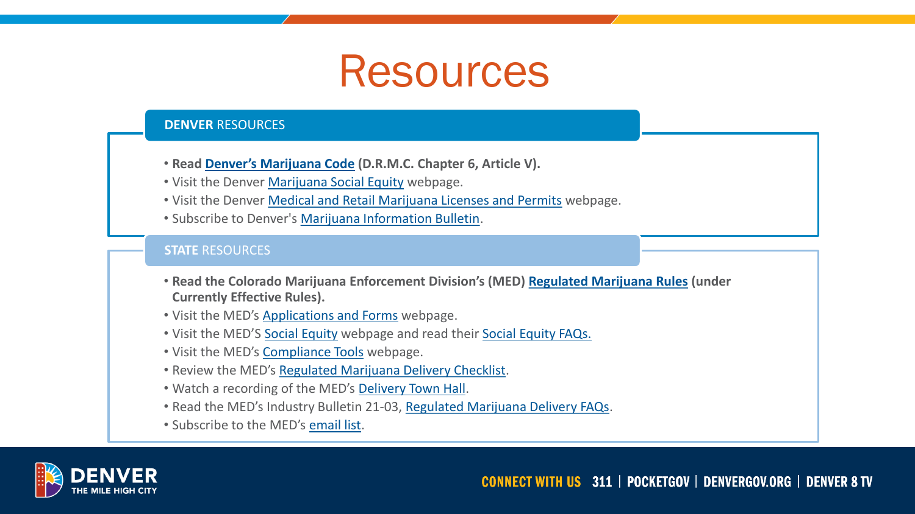# Resources

## **DENVER** RESOURCES

- **Read Denver's Marijuana Code (D.R.M.C. Chapter 6, Article V).**
- Visit the Denver Marijuana Social Equity webpage.
- Visit the Denver Medical and Retail Marijuana Licenses and Permits webpage.
- Subscribe to Denver's Marijuana Information Bulletin.

## **STATE** RESOURCES

- **Read the Colorado Marijuana Enforcement Division's (MED) Regulated Marijuana Rules (under Currently Effective Rules).**
- Visit the MED's Applications and Forms webpage.
- Visit the MED'S Social Equity webpage and read their Social Equity FAQs.
- Visit the MED's Compliance Tools webpage.
- Review the MED's Regulated Marijuana Delivery Checklist.
- Watch a recording of the MED's Delivery Town Hall.
- Read the MED's Industry Bulletin 21-03, Regulated Marijuana Delivery FAQs.
- Subscribe to the MED's email list.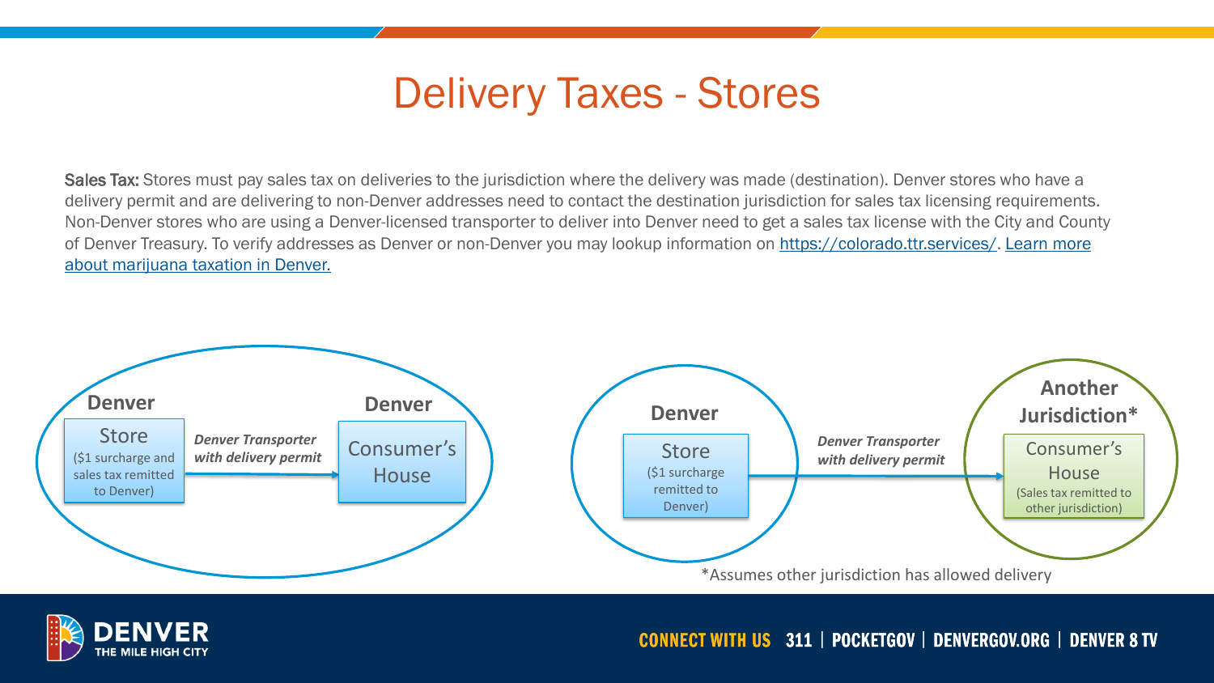# Delivery Taxes - Stores

**Sales Tax:** Stores must pay sales tax on deliveries to the jurisdiction where the delivery was made (destination). Denver stores who have a delivery permit and are delivering to non-Denver addresses need to contact the destination jurisdiction for sales tax licensing requirements. Non-Denver stores who are using a Denver-licensed transporter to deliver into Denver need to get a sales tax license with the City and County of Denver Treasury. To verify addresses as Denver or non-Denver you may lookup information on https://colorado.ttr.services/. Learn more about marijuana taxation in Denver.

**Denver**

Store ($1 surcharge and sales tax remitted to Denver)

*Denver Transporter with delivery permit* →

**Denver**

Consumer's House

**Denver**

Store ($1 surcharge remitted to Denver)

*Denver Transporter with delivery permit* →

**Another Jurisdiction***

Consumer's House (Sales tax remitted to other jurisdiction)

*Assumes other jurisdiction has allowed delivery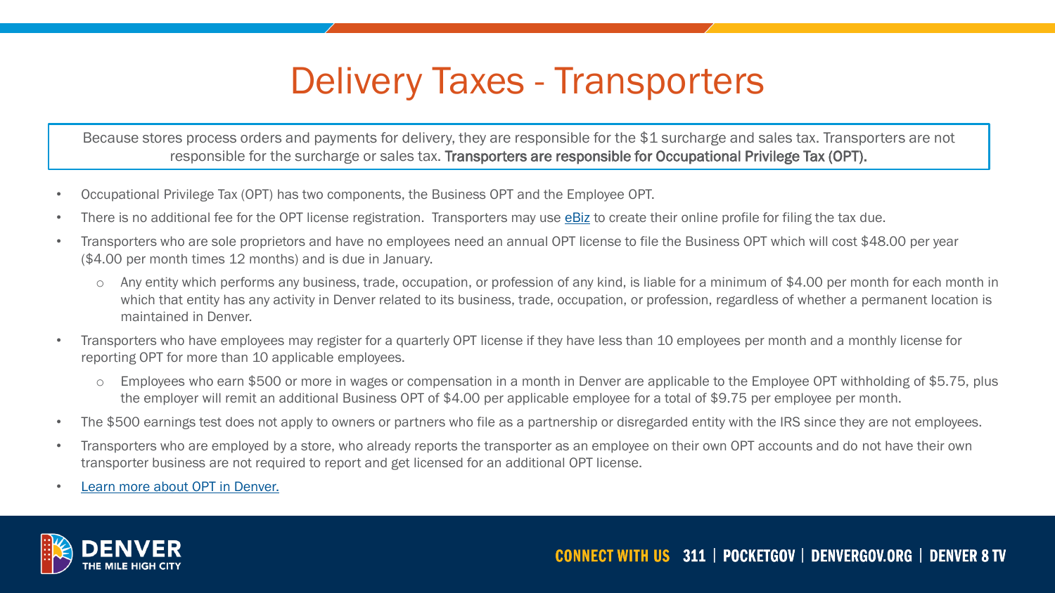# Delivery Taxes - Transporters

Because stores process orders and payments for delivery, they are responsible for the $1 surcharge and sales tax. Transporters are not responsible for the surcharge or sales tax. **Transporters are responsible for Occupational Privilege Tax (OPT).**

- Occupational Privilege Tax (OPT) has two components, the Business OPT and the Employee OPT.
- There is no additional fee for the OPT license registration. Transporters may use [eBiz]() to create their online profile for filing the tax due.
- Transporters who are sole proprietors and have no employees need an annual OPT license to file the Business OPT which will cost $48.00 per year ($4.00 per month times 12 months) and is due in January.
  - Any entity which performs any business, trade, occupation, or profession of any kind, is liable for a minimum of $4.00 per month for each month in which that entity has any activity in Denver related to its business, trade, occupation, or profession, regardless of whether a permanent location is maintained in Denver.
- Transporters who have employees may register for a quarterly OPT license if they have less than 10 employees per month and a monthly license for reporting OPT for more than 10 applicable employees.
  - Employees who earn $500 or more in wages or compensation in a month in Denver are applicable to the Employee OPT withholding of $5.75, plus the employer will remit an additional Business OPT of $4.00 per applicable employee for a total of $9.75 per employee per month.
- The $500 earnings test does not apply to owners or partners who file as a partnership or disregarded entity with the IRS since they are not employees.
- Transporters who are employed by a store, who already reports the transporter as an employee on their own OPT accounts and do not have their own transporter business are not required to report and get licensed for an additional OPT license.
- [Learn more about OPT in Denver.]()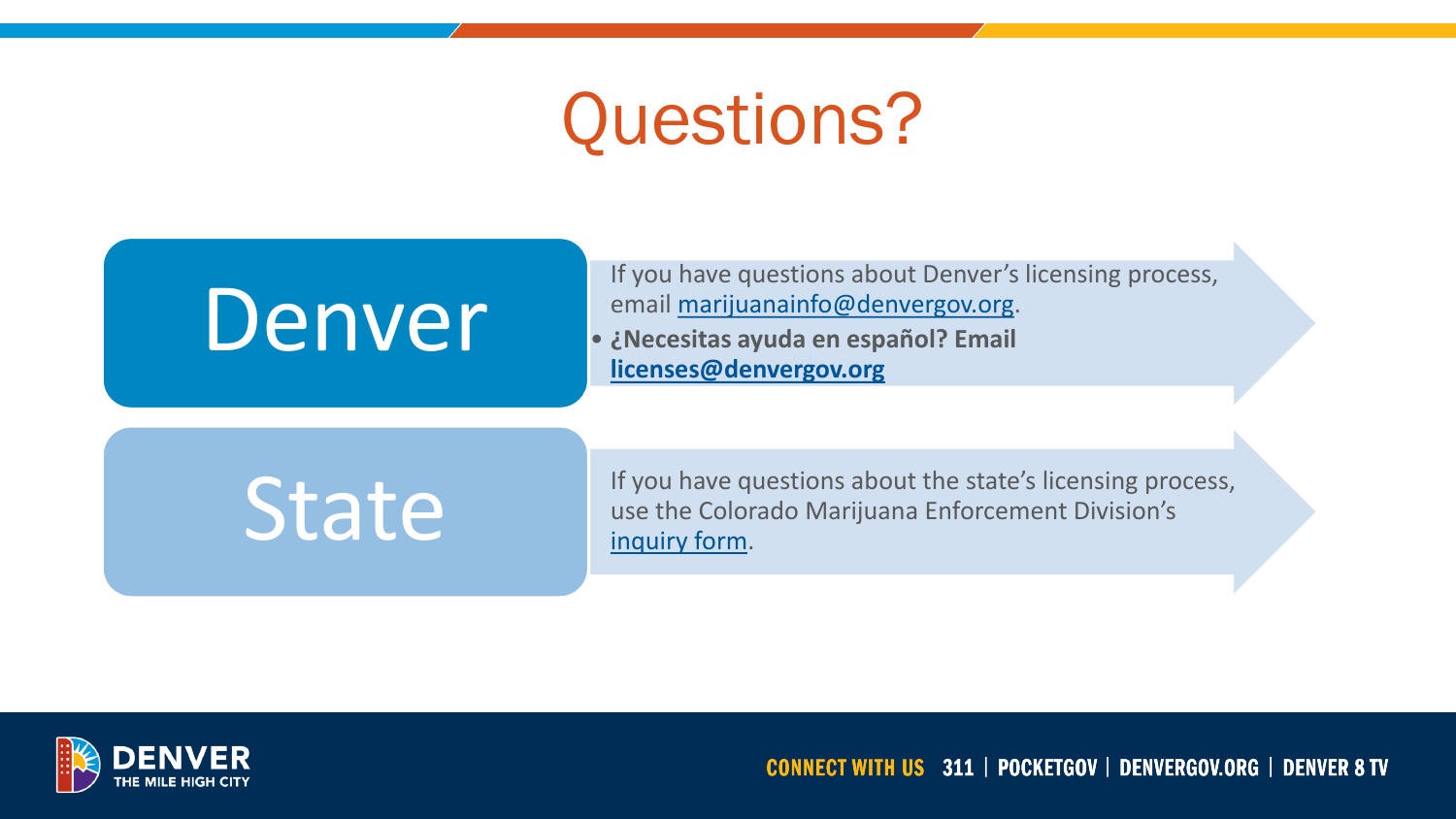# Questions?

## Denver

If you have questions about Denver's licensing process, email marijuanainfo@denvergov.org.

- **¿Necesitas ayuda en español? Email licenses@denvergov.org**

## State

If you have questions about the state's licensing process, use the Colorado Marijuana Enforcement Division's inquiry form.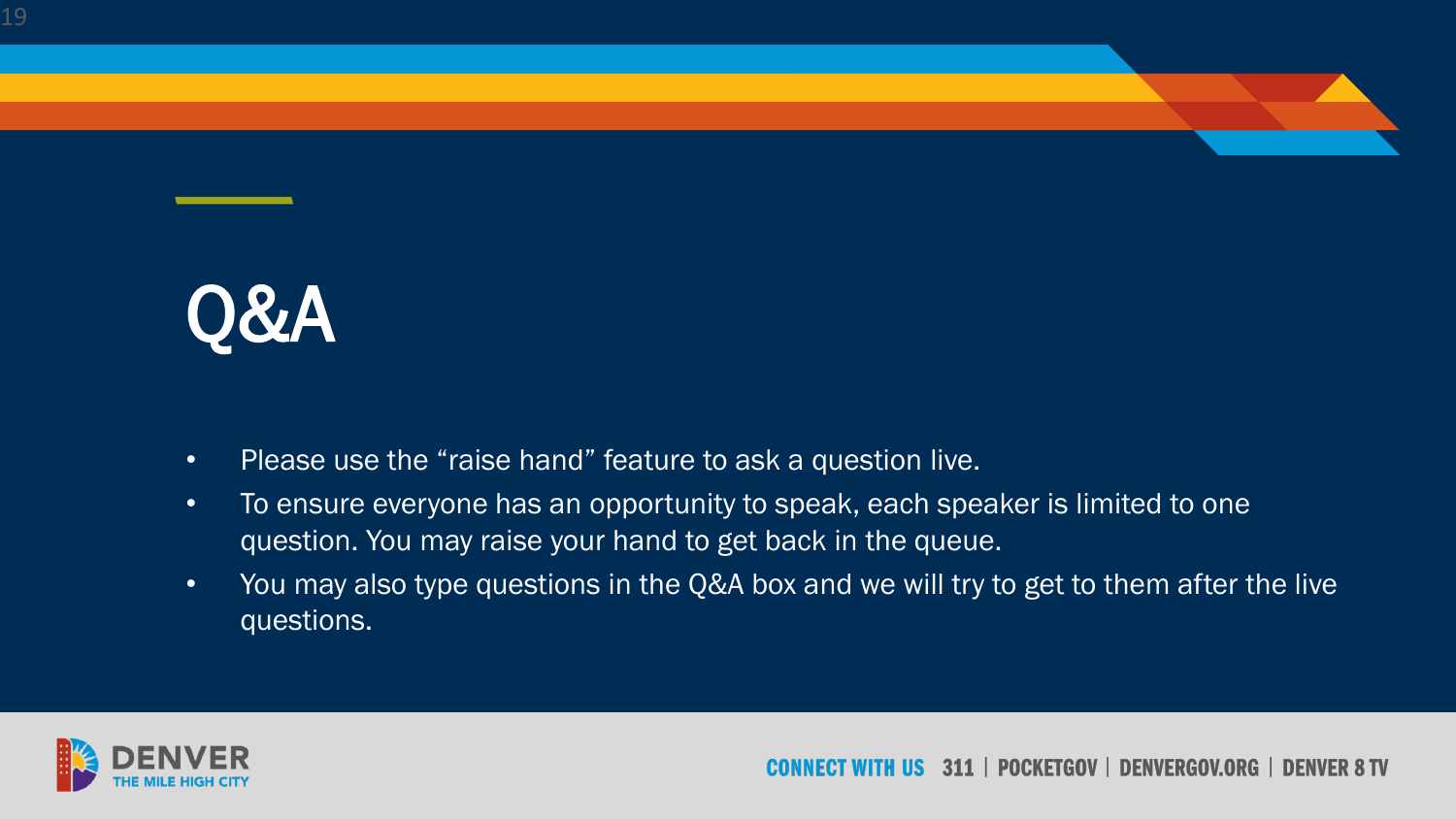# Q&A

- Please use the “raise hand” feature to ask a question live.
- To ensure everyone has an opportunity to speak, each speaker is limited to one question. You may raise your hand to get back in the queue.
- You may also type questions in the Q&A box and we will try to get to them after the live questions.

DENVER
THE MILE HIGH CITY

CONNECT WITH US 311 | POCKETGOV | DENVERGOV.ORG | DENVER 8 TV